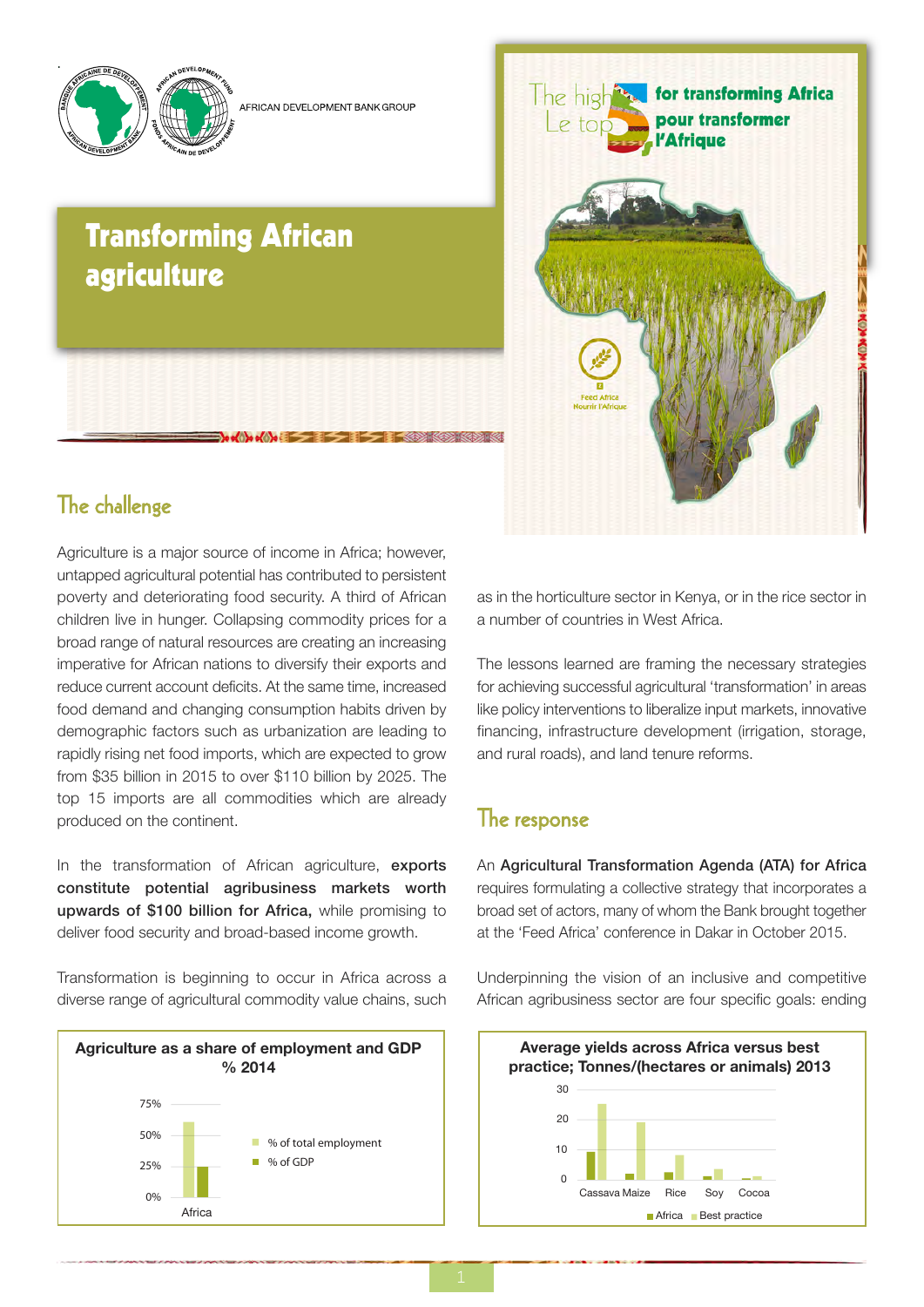AFRICAN DEVELOPMENT BANK GROUP

# Transforming African agriculture

The high 5s for transforming Africa
Le top 5 pour transformer l'Afrique

Feed Africa
Nourrir l'Afrique

## The challenge

Agriculture is a major source of income in Africa; however, untapped agricultural potential has contributed to persistent poverty and deteriorating food security. A third of African children live in hunger. Collapsing commodity prices for a broad range of natural resources are creating an increasing imperative for African nations to diversify their exports and reduce current account deficits. At the same time, increased food demand and changing consumption habits driven by demographic factors such as urbanization are leading to rapidly rising net food imports, which are expected to grow from $35 billion in 2015 to over $110 billion by 2025. The top 15 imports are all commodities which are already produced on the continent.

In the transformation of African agriculture, **exports constitute potential agribusiness markets worth upwards of $100 billion for Africa,** while promising to deliver food security and broad-based income growth.

Transformation is beginning to occur in Africa across a diverse range of agricultural commodity value chains, such as in the horticulture sector in Kenya, or in the rice sector in a number of countries in West Africa.

The lessons learned are framing the necessary strategies for achieving successful agricultural 'transformation' in areas like policy interventions to liberalize input markets, innovative financing, infrastructure development (irrigation, storage, and rural roads), and land tenure reforms.

## The response

An **Agricultural Transformation Agenda (ATA) for Africa** requires formulating a collective strategy that incorporates a broad set of actors, many of whom the Bank brought together at the 'Feed Africa' conference in Dakar in October 2015.

Underpinning the vision of an inclusive and competitive African agribusiness sector are four specific goals: ending

**Agriculture as a share of employment and GDP % 2014**

(Bar chart for Africa; y-axis 0%–75%. Legend: % of total employment; % of GDP)

**Average yields across Africa versus best practice; Tonnes/(hectares or animals) 2013**

(Bar chart; y-axis 0–30; categories: Cassava, Maize, Rice, Soy, Cocoa. Legend: Africa; Best practice)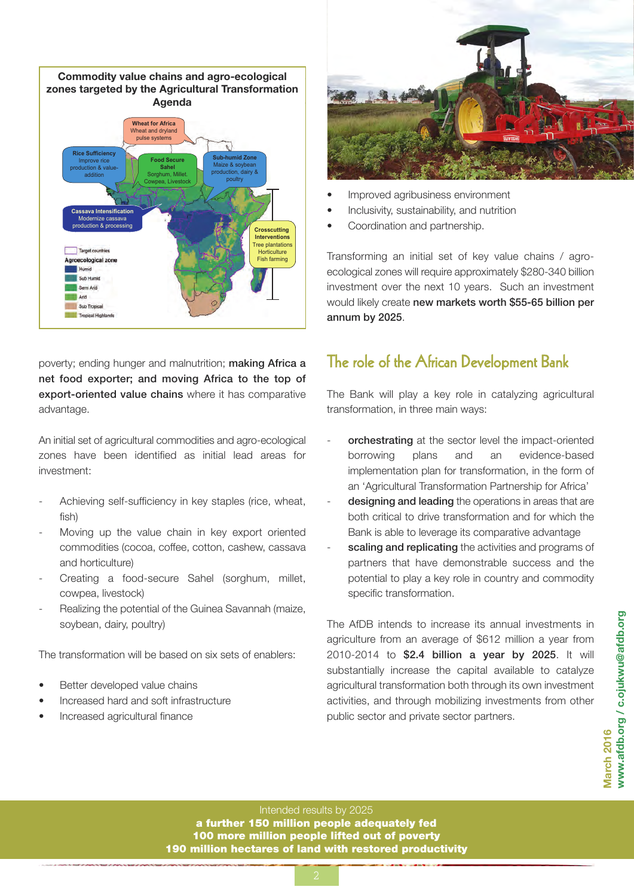**Commodity value chains and agro-ecological zones targeted by the Agricultural Transformation Agenda**

Wheat for Africa
Wheat and dryland pulse systems

Rice Sufficiency
Improve rice production & value-addition

Food Secure Sahel
Sorghum, Millet, Cowpea, Livestock

Sub-humid Zone
Maize & soybean production, dairy & poultry

Cassava Intensification
Modernize cassava production & processing

Crosscutting Interventions
Tree plantations
Horticulture
Fish farming

Target countries
Agroecological zone
Humid
Sub Humid
Semi Arid
Arid
Sub Tropical
Tropical Highlands

poverty; ending hunger and malnutrition; **making Africa a net food exporter; and moving Africa to the top of export-oriented value chains** where it has comparative advantage.

An initial set of agricultural commodities and agro-ecological zones have been identified as initial lead areas for investment:

- Achieving self-sufficiency in key staples (rice, wheat, fish)
- Moving up the value chain in key export oriented commodities (cocoa, coffee, cotton, cashew, cassava and horticulture)
- Creating a food-secure Sahel (sorghum, millet, cowpea, livestock)
- Realizing the potential of the Guinea Savannah (maize, soybean, dairy, poultry)

The transformation will be based on six sets of enablers:

- Better developed value chains
- Increased hard and soft infrastructure
- Increased agricultural finance
- Improved agribusiness environment
- Inclusivity, sustainability, and nutrition
- Coordination and partnership.

Transforming an initial set of key value chains / agro-ecological zones will require approximately $280-340 billion investment over the next 10 years. Such an investment would likely create **new markets worth $55-65 billion per annum by 2025**.

## The role of the African Development Bank

The Bank will play a key role in catalyzing agricultural transformation, in three main ways:

- **orchestrating** at the sector level the impact-oriented borrowing plans and an evidence-based implementation plan for transformation, in the form of an 'Agricultural Transformation Partnership for Africa'
- **designing and leading** the operations in areas that are both critical to drive transformation and for which the Bank is able to leverage its comparative advantage
- **scaling and replicating** the activities and programs of partners that have demonstrable success and the potential to play a key role in country and commodity specific transformation.

The AfDB intends to increase its annual investments in agriculture from an average of $612 million a year from 2010-2014 to **$2.4 billion a year by 2025**. It will substantially increase the capital available to catalyze agricultural transformation both through its own investment activities, and through mobilizing investments from other public sector and private sector partners.

Intended results by 2025
**a further 150 million people adequately fed**
**100 more million people lifted out of poverty**
**190 million hectares of land with restored productivity**